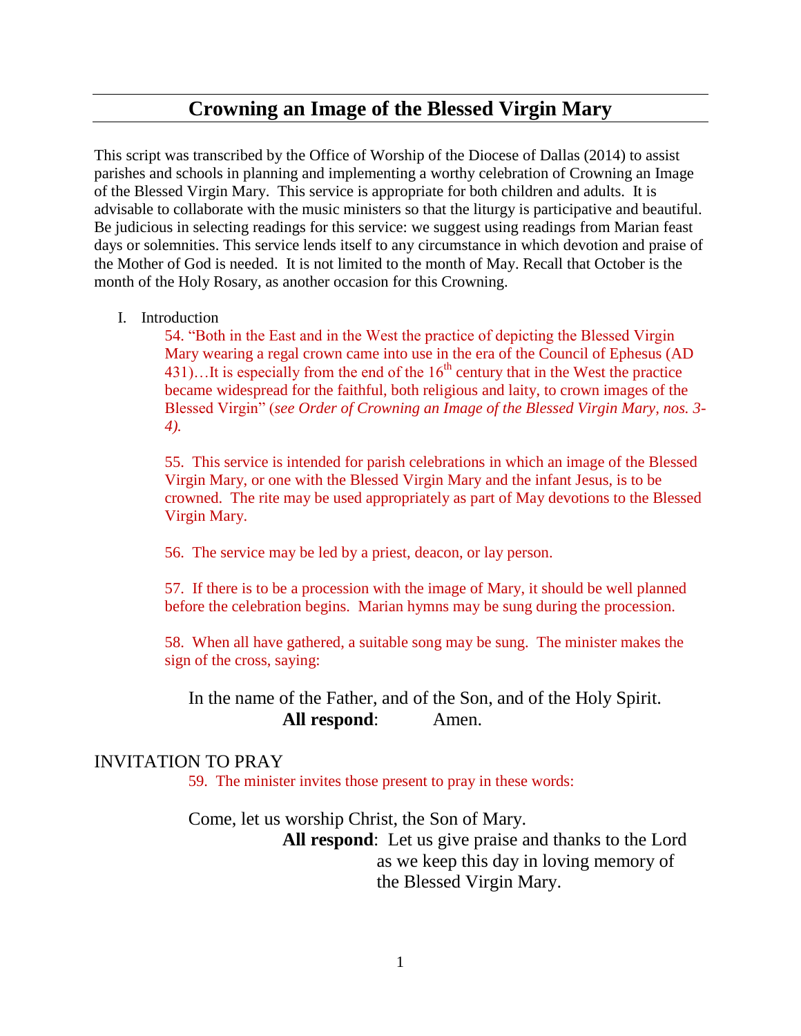# Crowning an Image of the Blessed Virgin Mary

This script was transcribed by the Office of Worship of the Diocese of Dallas (2014) to assist parishes and schools in planning and implementing a worthy celebration of Crowning an Image of the Blessed Virgin Mary. This service is appropriate for both children and adults. It is advisable to collaborate with the music ministers so that the liturgy is participative and beautiful. Be judicious in selecting readings for this service: we suggest using readings from Marian feast days or solemnities. This service lends itself to any circumstance in which devotion and praise of the Mother of God is needed. It is not limited to the month of May. Recall that October is the month of the Holy Rosary, as another occasion for this Crowning.

I. Introduction

54. "Both in the East and in the West the practice of depicting the Blessed Virgin Mary wearing a regal crown came into use in the era of the Council of Ephesus (AD 431)…It is especially from the end of the 16th century that in the West the practice became widespread for the faithful, both religious and laity, to crown images of the Blessed Virgin" (*see Order of Crowning an Image of the Blessed Virgin Mary, nos. 3-4).*

55. This service is intended for parish celebrations in which an image of the Blessed Virgin Mary, or one with the Blessed Virgin Mary and the infant Jesus, is to be crowned. The rite may be used appropriately as part of May devotions to the Blessed Virgin Mary.

56. The service may be led by a priest, deacon, or lay person.

57. If there is to be a procession with the image of Mary, it should be well planned before the celebration begins. Marian hymns may be sung during the procession.

58. When all have gathered, a suitable song may be sung. The minister makes the sign of the cross, saying:

In the name of the Father, and of the Son, and of the Holy Spirit.
**All respond**: Amen.

## INVITATION TO PRAY

59. The minister invites those present to pray in these words:

Come, let us worship Christ, the Son of Mary.
**All respond**: Let us give praise and thanks to the Lord as we keep this day in loving memory of the Blessed Virgin Mary.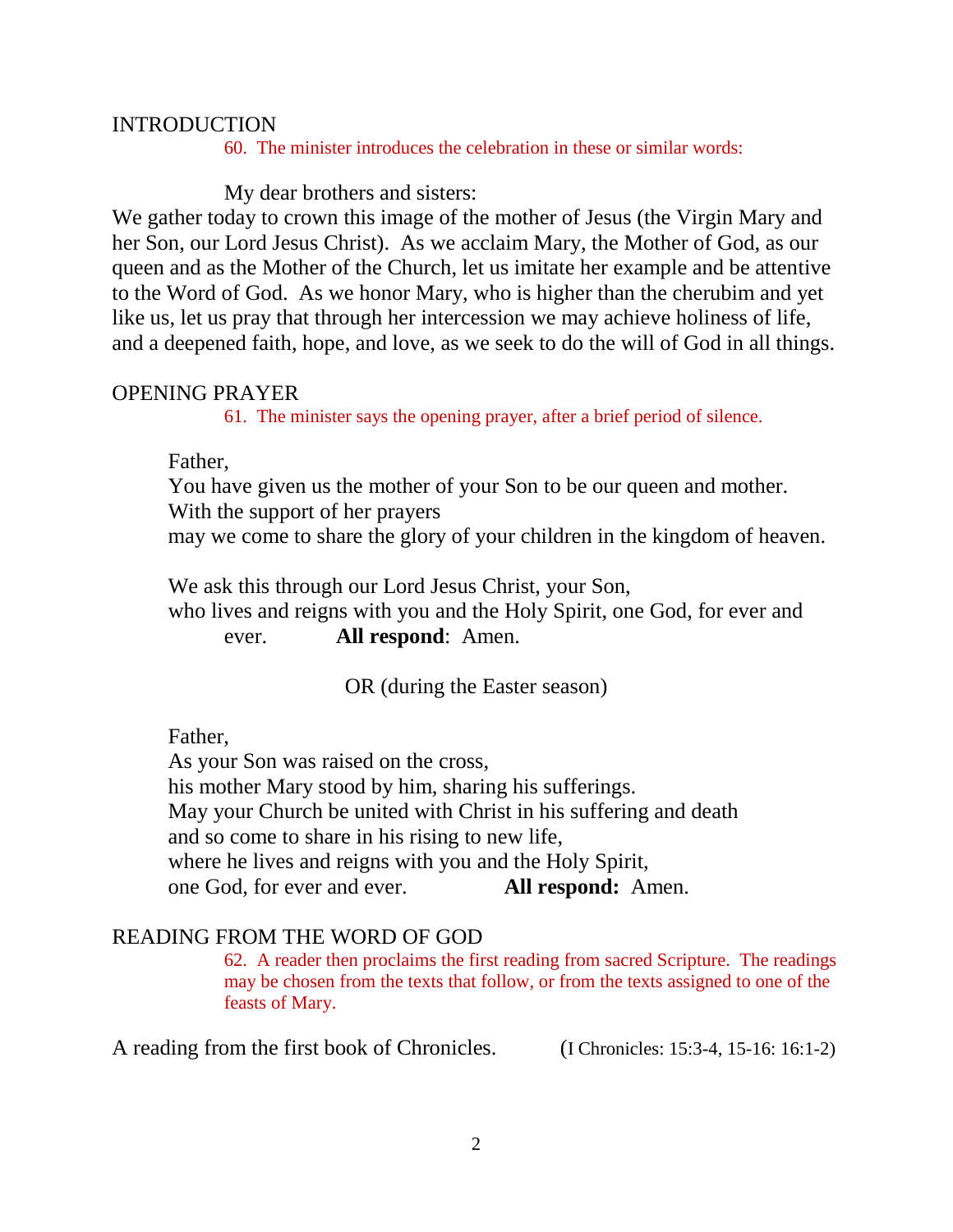## INTRODUCTION

60. The minister introduces the celebration in these or similar words:

My dear brothers and sisters:
We gather today to crown this image of the mother of Jesus (the Virgin Mary and her Son, our Lord Jesus Christ). As we acclaim Mary, the Mother of God, as our queen and as the Mother of the Church, let us imitate her example and be attentive to the Word of God. As we honor Mary, who is higher than the cherubim and yet like us, let us pray that through her intercession we may achieve holiness of life, and a deepened faith, hope, and love, as we seek to do the will of God in all things.

## OPENING PRAYER

61. The minister says the opening prayer, after a brief period of silence.

Father,
You have given us the mother of your Son to be our queen and mother.
With the support of her prayers
may we come to share the glory of your children in the kingdom of heaven.

We ask this through our Lord Jesus Christ, your Son,
who lives and reigns with you and the Holy Spirit, one God, for ever and ever. **All respond**: Amen.

OR (during the Easter season)

Father,
As your Son was raised on the cross,
his mother Mary stood by him, sharing his sufferings.
May your Church be united with Christ in his suffering and death
and so come to share in his rising to new life,
where he lives and reigns with you and the Holy Spirit,
one God, for ever and ever. **All respond:** Amen.

## READING FROM THE WORD OF GOD

62. A reader then proclaims the first reading from sacred Scripture. The readings may be chosen from the texts that follow, or from the texts assigned to one of the feasts of Mary.

A reading from the first book of Chronicles. (I Chronicles: 15:3-4, 15-16: 16:1-2)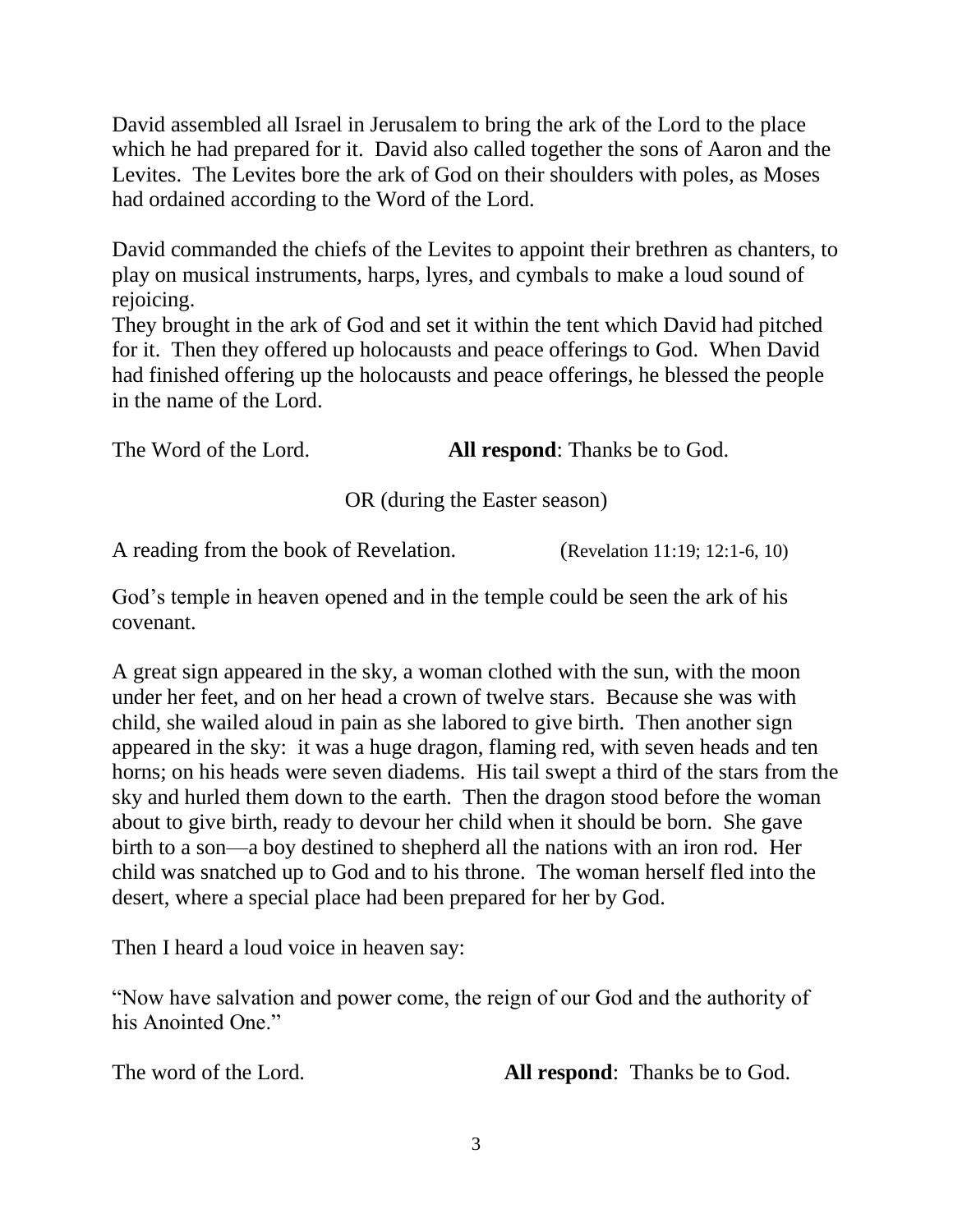David assembled all Israel in Jerusalem to bring the ark of the Lord to the place which he had prepared for it. David also called together the sons of Aaron and the Levites. The Levites bore the ark of God on their shoulders with poles, as Moses had ordained according to the Word of the Lord.

David commanded the chiefs of the Levites to appoint their brethren as chanters, to play on musical instruments, harps, lyres, and cymbals to make a loud sound of rejoicing.
They brought in the ark of God and set it within the tent which David had pitched for it. Then they offered up holocausts and peace offerings to God. When David had finished offering up the holocausts and peace offerings, he blessed the people in the name of the Lord.

The Word of the Lord. **All respond**: Thanks be to God.

OR (during the Easter season)

A reading from the book of Revelation. (Revelation 11:19; 12:1-6, 10)

God's temple in heaven opened and in the temple could be seen the ark of his covenant.

A great sign appeared in the sky, a woman clothed with the sun, with the moon under her feet, and on her head a crown of twelve stars. Because she was with child, she wailed aloud in pain as she labored to give birth. Then another sign appeared in the sky: it was a huge dragon, flaming red, with seven heads and ten horns; on his heads were seven diadems. His tail swept a third of the stars from the sky and hurled them down to the earth. Then the dragon stood before the woman about to give birth, ready to devour her child when it should be born. She gave birth to a son—a boy destined to shepherd all the nations with an iron rod. Her child was snatched up to God and to his throne. The woman herself fled into the desert, where a special place had been prepared for her by God.

Then I heard a loud voice in heaven say:

"Now have salvation and power come, the reign of our God and the authority of his Anointed One."

The word of the Lord. **All respond**: Thanks be to God.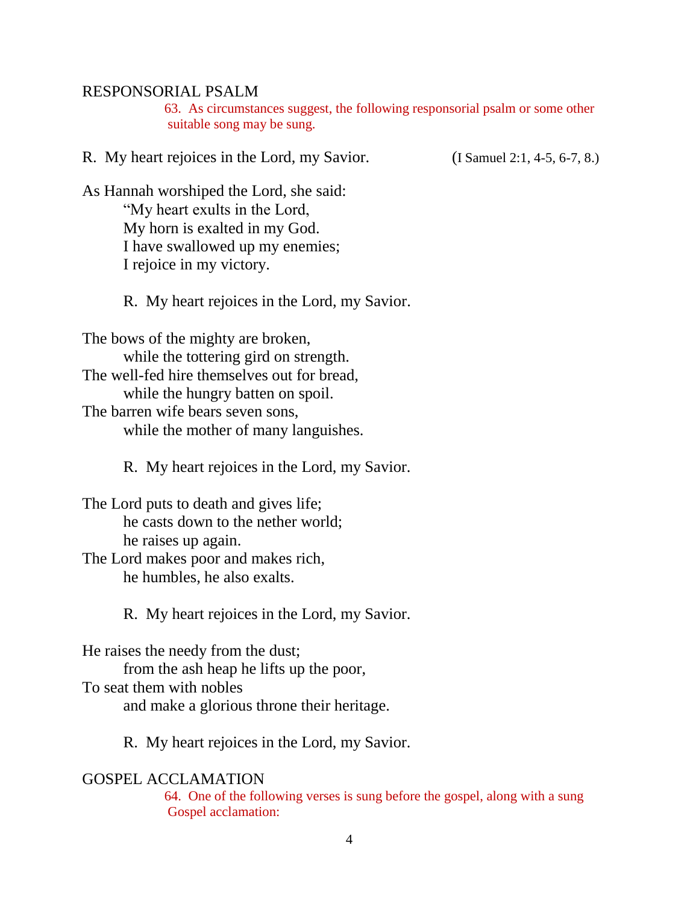## RESPONSORIAL PSALM

63. As circumstances suggest, the following responsorial psalm or some other suitable song may be sung.

R. My heart rejoices in the Lord, my Savior. (I Samuel 2:1, 4-5, 6-7, 8.)

As Hannah worshiped the Lord, she said:
"My heart exults in the Lord,
My horn is exalted in my God.
I have swallowed up my enemies;
I rejoice in my victory.

R. My heart rejoices in the Lord, my Savior.

The bows of the mighty are broken,
while the tottering gird on strength.
The well-fed hire themselves out for bread,
while the hungry batten on spoil.
The barren wife bears seven sons,
while the mother of many languishes.

R. My heart rejoices in the Lord, my Savior.

The Lord puts to death and gives life;
he casts down to the nether world;
he raises up again.
The Lord makes poor and makes rich,
he humbles, he also exalts.

R. My heart rejoices in the Lord, my Savior.

He raises the needy from the dust;
from the ash heap he lifts up the poor,
To seat them with nobles
and make a glorious throne their heritage.

R. My heart rejoices in the Lord, my Savior.

## GOSPEL ACCLAMATION

64. One of the following verses is sung before the gospel, along with a sung Gospel acclamation: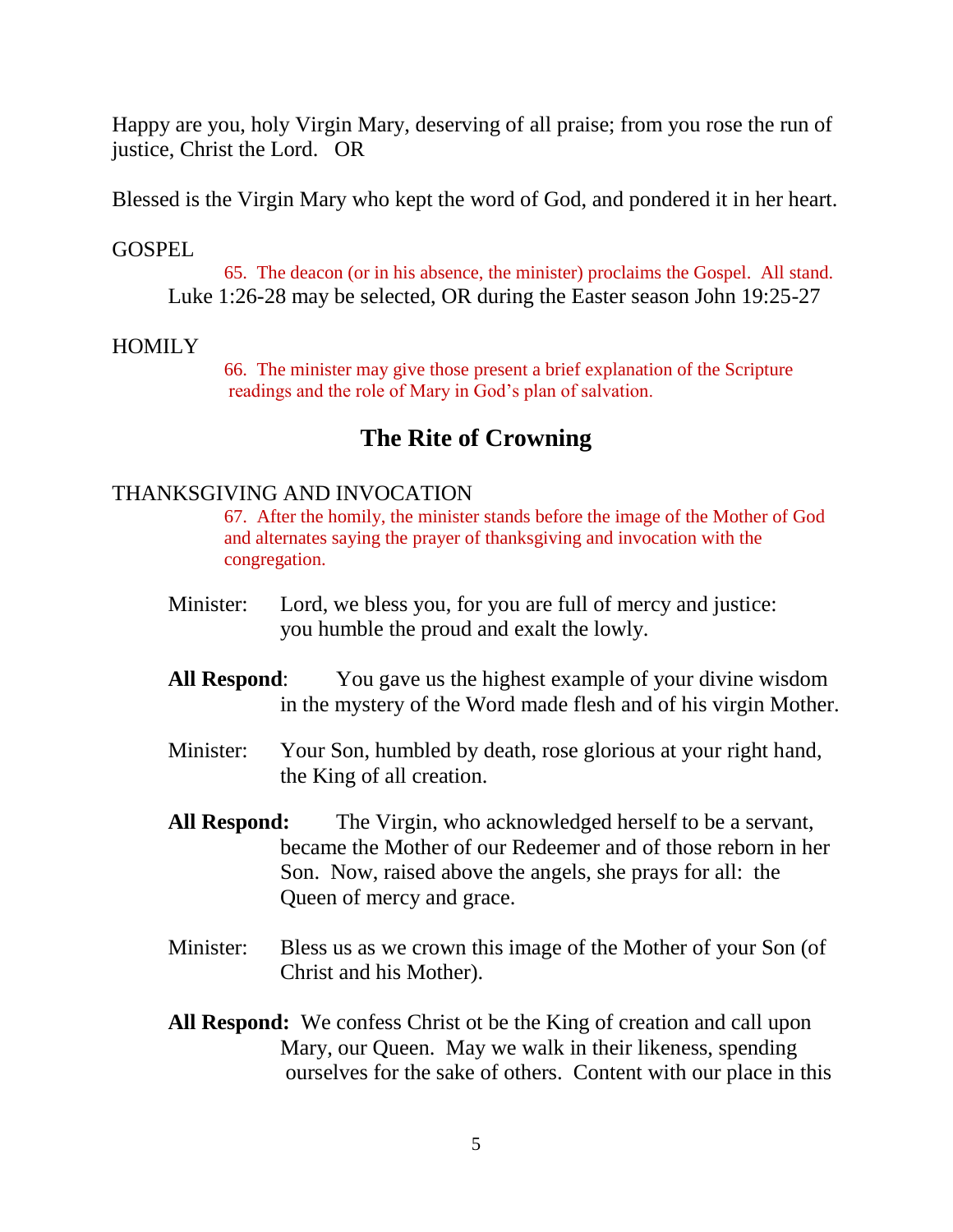Happy are you, holy Virgin Mary, deserving of all praise; from you rose the run of justice, Christ the Lord. OR

Blessed is the Virgin Mary who kept the word of God, and pondered it in her heart.

GOSPEL

65. The deacon (or in his absence, the minister) proclaims the Gospel. All stand.

Luke 1:26-28 may be selected, OR during the Easter season John 19:25-27

HOMILY

66. The minister may give those present a brief explanation of the Scripture readings and the role of Mary in God's plan of salvation.

## The Rite of Crowning

THANKSGIVING AND INVOCATION

67. After the homily, the minister stands before the image of the Mother of God and alternates saying the prayer of thanksgiving and invocation with the congregation.

Minister: Lord, we bless you, for you are full of mercy and justice: you humble the proud and exalt the lowly.

**All Respond**: You gave us the highest example of your divine wisdom in the mystery of the Word made flesh and of his virgin Mother.

Minister: Your Son, humbled by death, rose glorious at your right hand, the King of all creation.

**All Respond:** The Virgin, who acknowledged herself to be a servant, became the Mother of our Redeemer and of those reborn in her Son. Now, raised above the angels, she prays for all: the Queen of mercy and grace.

Minister: Bless us as we crown this image of the Mother of your Son (of Christ and his Mother).

**All Respond:** We confess Christ ot be the King of creation and call upon Mary, our Queen. May we walk in their likeness, spending ourselves for the sake of others. Content with our place in this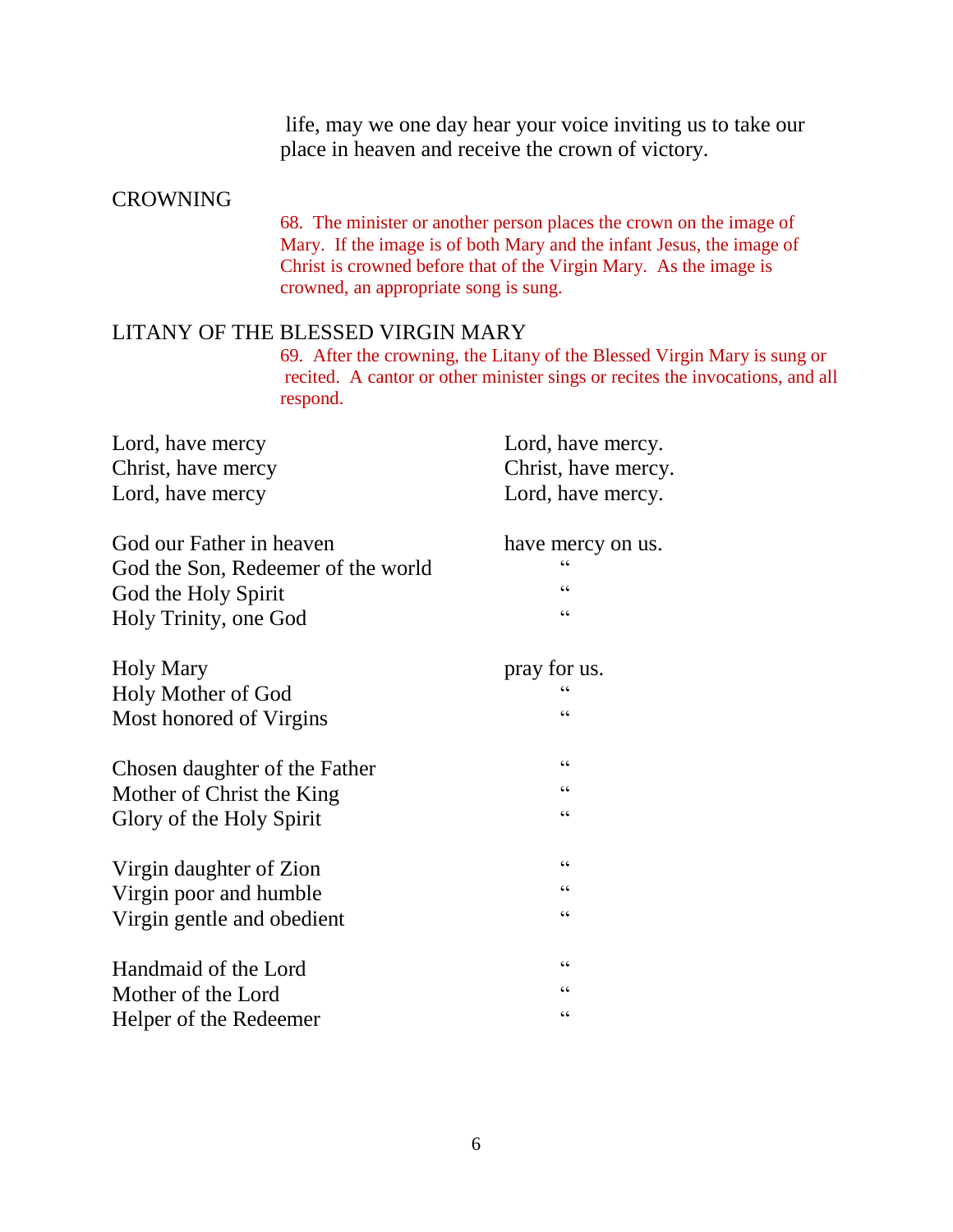life, may we one day hear your voice inviting us to take our place in heaven and receive the crown of victory.

## CROWNING

68. The minister or another person places the crown on the image of Mary. If the image is of both Mary and the infant Jesus, the image of Christ is crowned before that of the Virgin Mary. As the image is crowned, an appropriate song is sung.

## LITANY OF THE BLESSED VIRGIN MARY

69. After the crowning, the Litany of the Blessed Virgin Mary is sung or recited. A cantor or other minister sings or recites the invocations, and all respond.

| | |
|---|---|
| Lord, have mercy | Lord, have mercy. |
| Christ, have mercy | Christ, have mercy. |
| Lord, have mercy | Lord, have mercy. |
| | |
| God our Father in heaven | have mercy on us. |
| God the Son, Redeemer of the world | " |
| God the Holy Spirit | " |
| Holy Trinity, one God | " |
| | |
| Holy Mary | pray for us. |
| Holy Mother of God | " |
| Most honored of Virgins | " |
| | |
| Chosen daughter of the Father | " |
| Mother of Christ the King | " |
| Glory of the Holy Spirit | " |
| | |
| Virgin daughter of Zion | " |
| Virgin poor and humble | " |
| Virgin gentle and obedient | " |
| | |
| Handmaid of the Lord | " |
| Mother of the Lord | " |
| Helper of the Redeemer | " |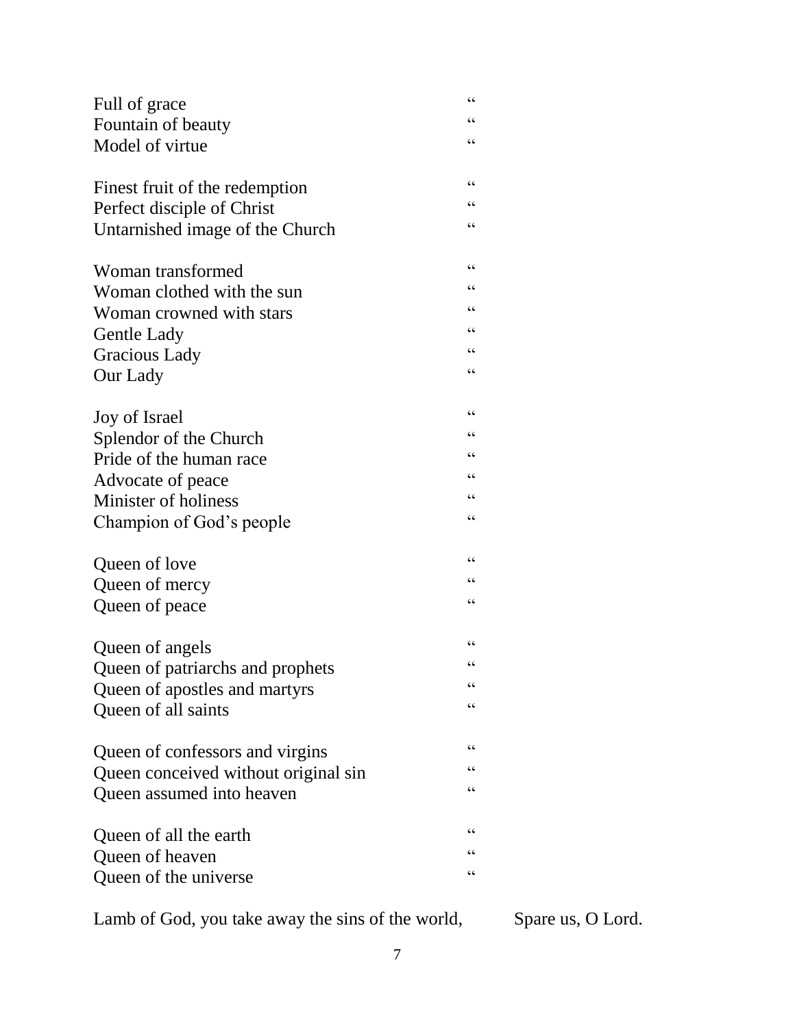Full of grace "
Fountain of beauty "
Model of virtue "

Finest fruit of the redemption "
Perfect disciple of Christ "
Untarnished image of the Church "

Woman transformed "
Woman clothed with the sun "
Woman crowned with stars "
Gentle Lady "
Gracious Lady "
Our Lady "

Joy of Israel "
Splendor of the Church "
Pride of the human race "
Advocate of peace "
Minister of holiness "
Champion of God's people "

Queen of love "
Queen of mercy "
Queen of peace "

Queen of angels "
Queen of patriarchs and prophets "
Queen of apostles and martyrs "
Queen of all saints "

Queen of confessors and virgins "
Queen conceived without original sin "
Queen assumed into heaven "

Queen of all the earth "
Queen of heaven "
Queen of the universe "

Lamb of God, you take away the sins of the world, Spare us, O Lord.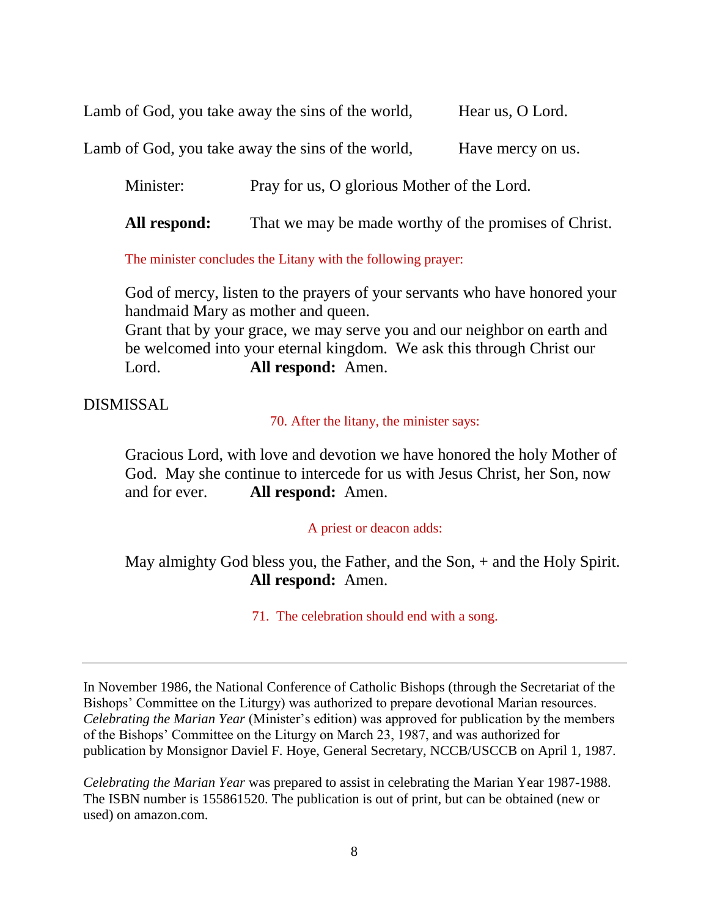Lamb of God, you take away the sins of the world, Hear us, O Lord.

Lamb of God, you take away the sins of the world, Have mercy on us.

Minister: Pray for us, O glorious Mother of the Lord.

**All respond:** That we may be made worthy of the promises of Christ.

The minister concludes the Litany with the following prayer:

God of mercy, listen to the prayers of your servants who have honored your handmaid Mary as mother and queen.
Grant that by your grace, we may serve you and our neighbor on earth and be welcomed into your eternal kingdom. We ask this through Christ our Lord. **All respond:** Amen.

DISMISSAL

70. After the litany, the minister says:

Gracious Lord, with love and devotion we have honored the holy Mother of God. May she continue to intercede for us with Jesus Christ, her Son, now and for ever. **All respond:** Amen.

A priest or deacon adds:

May almighty God bless you, the Father, and the Son, + and the Holy Spirit.
**All respond:** Amen.

71. The celebration should end with a song.

---

In November 1986, the National Conference of Catholic Bishops (through the Secretariat of the Bishops' Committee on the Liturgy) was authorized to prepare devotional Marian resources. *Celebrating the Marian Year* (Minister's edition) was approved for publication by the members of the Bishops' Committee on the Liturgy on March 23, 1987, and was authorized for publication by Monsignor Daviel F. Hoye, General Secretary, NCCB/USCCB on April 1, 1987.

*Celebrating the Marian Year* was prepared to assist in celebrating the Marian Year 1987-1988. The ISBN number is 155861520. The publication is out of print, but can be obtained (new or used) on amazon.com.